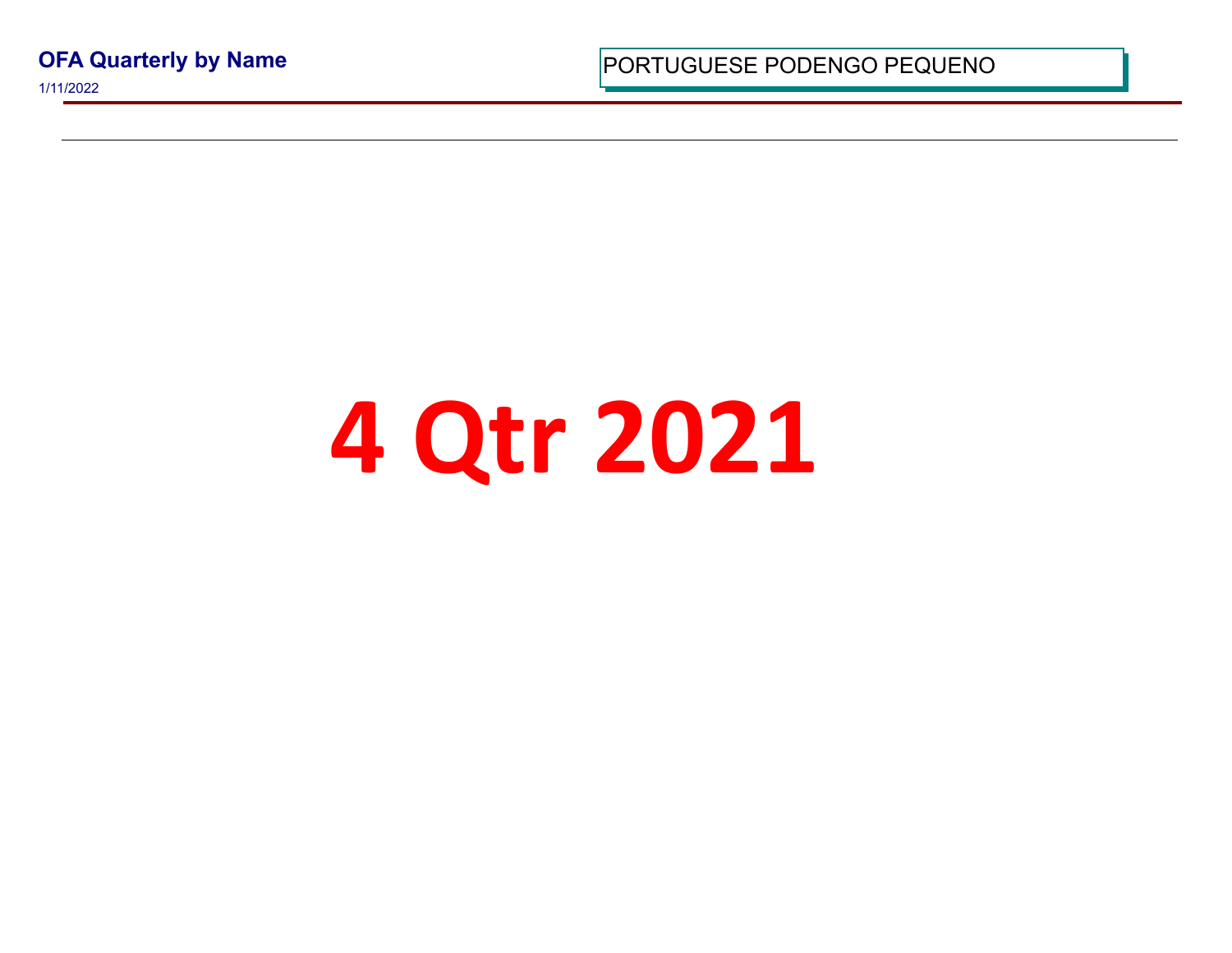**OFA Quarterly by Name**

1/11/2022

PORTUGUESE PODENGO PEQUENO

# 4 Qtr 2021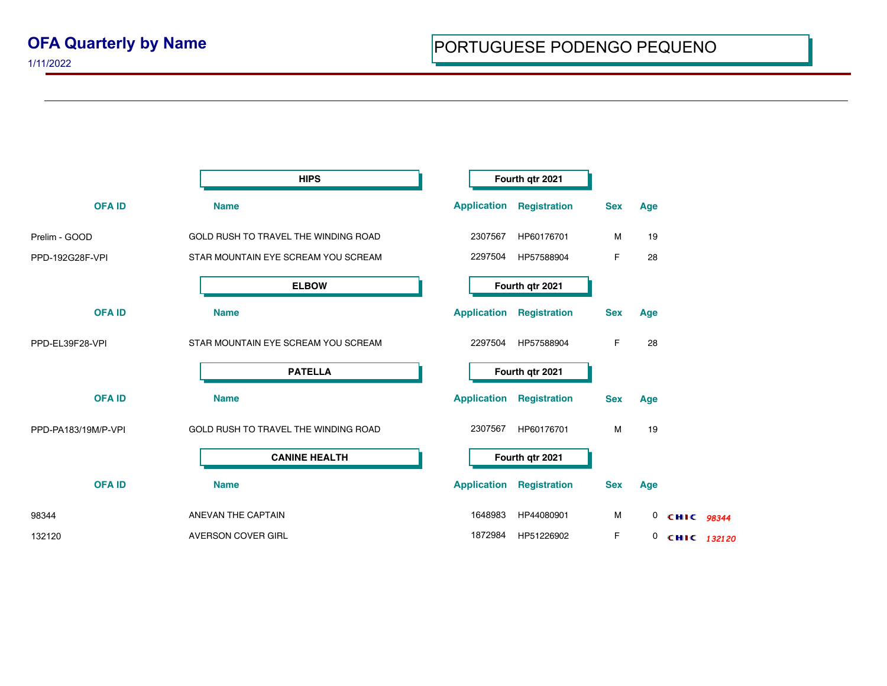# OFA Quarterly by Name

1/11/2022

## PORTUGUESE PODENGO PEQUENO

### HIPS — Fourth qtr 2021

| OFA ID | Name | Application | Registration | Sex | Age |
|---|---|---|---|---|---|
| Prelim - GOOD | GOLD RUSH TO TRAVEL THE WINDING ROAD | 2307567 | HP60176701 | M | 19 |
| PPD-192G28F-VPI | STAR MOUNTAIN EYE SCREAM YOU SCREAM | 2297504 | HP57588904 | F | 28 |

### ELBOW — Fourth qtr 2021

| OFA ID | Name | Application | Registration | Sex | Age |
|---|---|---|---|---|---|
| PPD-EL39F28-VPI | STAR MOUNTAIN EYE SCREAM YOU SCREAM | 2297504 | HP57588904 | F | 28 |

### PATELLA — Fourth qtr 2021

| OFA ID | Name | Application | Registration | Sex | Age |
|---|---|---|---|---|---|
| PPD-PA183/19M/P-VPI | GOLD RUSH TO TRAVEL THE WINDING ROAD | 2307567 | HP60176701 | M | 19 |

### CANINE HEALTH — Fourth qtr 2021

| OFA ID | Name | Application | Registration | Sex | Age | CHIC |
|---|---|---|---|---|---|---|
| 98344 | ANEVAN THE CAPTAIN | 1648983 | HP44080901 | M | 0 | CHIC *98344* |
| 132120 | AVERSON COVER GIRL | 1872984 | HP51226902 | F | 0 | CHIC *132120* |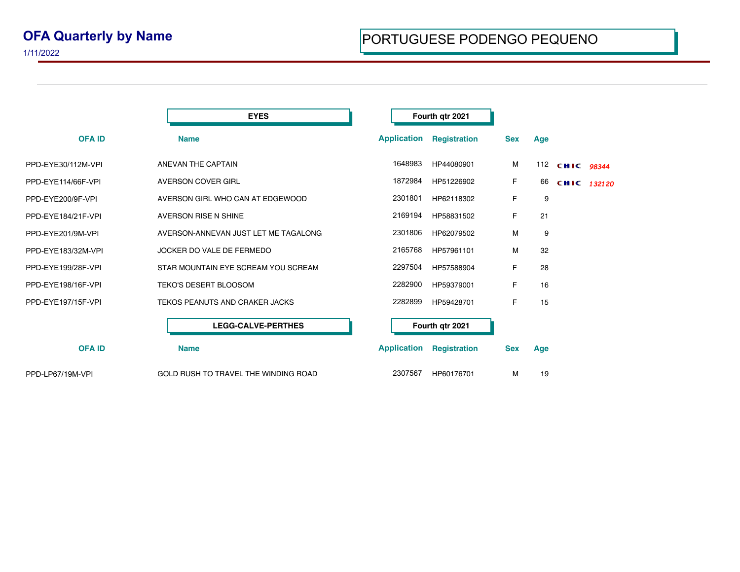# OFA Quarterly by Name

1/11/2022

## PORTUGUESE PODENGO PEQUENO

### EYES — Fourth qtr 2021

| OFA ID | Name | Application | Registration | Sex | Age | |
|---|---|---|---|---|---|---|
| PPD-EYE30/112M-VPI | ANEVAN THE CAPTAIN | 1648983 | HP44080901 | M | 112 | CHIC 98344 |
| PPD-EYE114/66F-VPI | AVERSON COVER GIRL | 1872984 | HP51226902 | F | 66 | CHIC 132120 |
| PPD-EYE200/9F-VPI | AVERSON GIRL WHO CAN AT EDGEWOOD | 2301801 | HP62118302 | F | 9 | |
| PPD-EYE184/21F-VPI | AVERSON RISE N SHINE | 2169194 | HP58831502 | F | 21 | |
| PPD-EYE201/9M-VPI | AVERSON-ANNEVAN JUST LET ME TAGALONG | 2301806 | HP62079502 | M | 9 | |
| PPD-EYE183/32M-VPI | JOCKER DO VALE DE FERMEDO | 2165768 | HP57961101 | M | 32 | |
| PPD-EYE199/28F-VPI | STAR MOUNTAIN EYE SCREAM YOU SCREAM | 2297504 | HP57588904 | F | 28 | |
| PPD-EYE198/16F-VPI | TEKO'S DESERT BLOOSOM | 2282900 | HP59379001 | F | 16 | |
| PPD-EYE197/15F-VPI | TEKOS PEANUTS AND CRAKER JACKS | 2282899 | HP59428701 | F | 15 | |

### LEGG-CALVE-PERTHES — Fourth qtr 2021

| OFA ID | Name | Application | Registration | Sex | Age |
|---|---|---|---|---|---|
| PPD-LP67/19M-VPI | GOLD RUSH TO TRAVEL THE WINDING ROAD | 2307567 | HP60176701 | M | 19 |